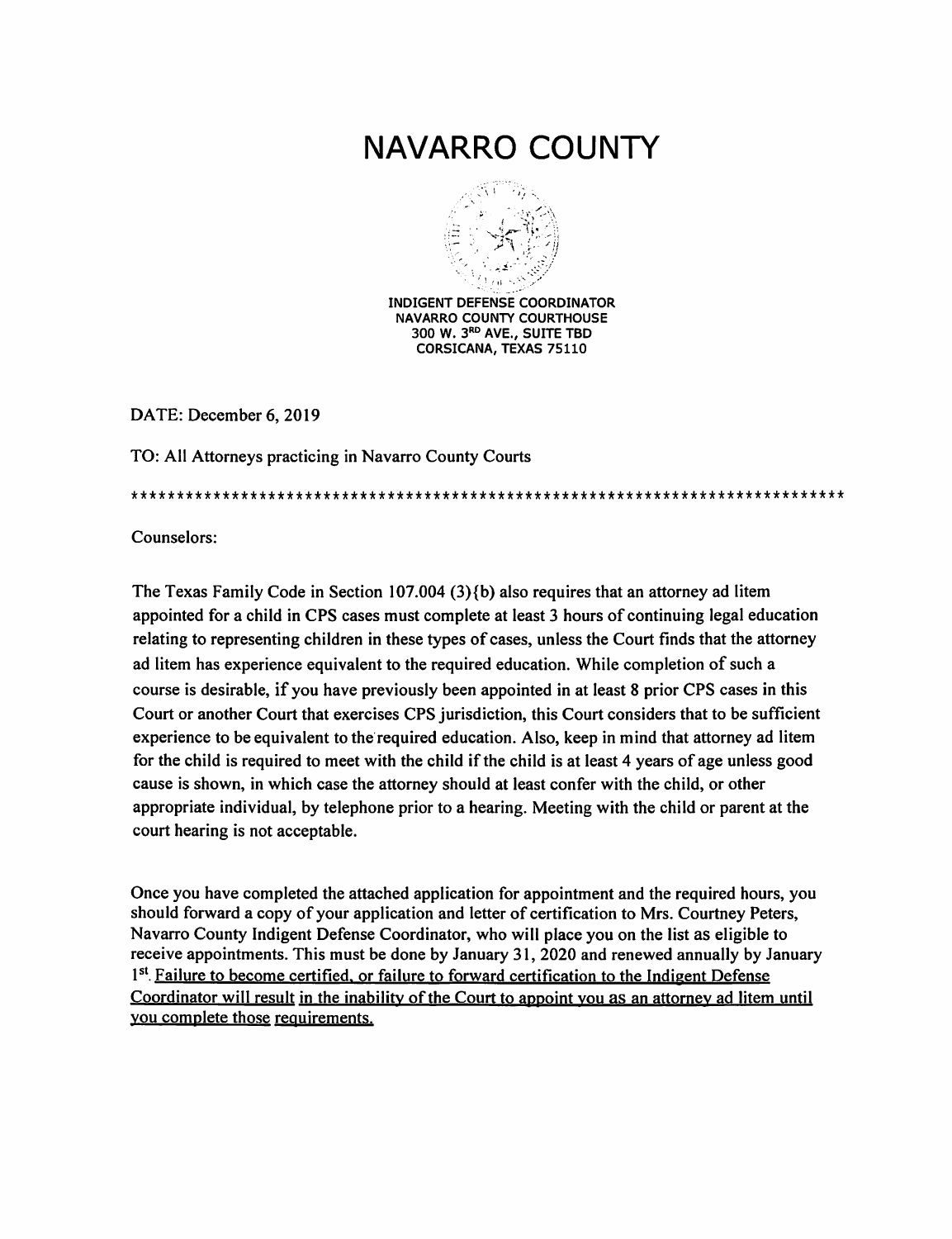# NAVARRO COUNTY

**INDIGENT DEFENSE COORDINATOR**
**NAVARRO COUNTY COURTHOUSE**
**300 W. 3RD AVE., SUITE TBD**
**CORSICANA, TEXAS 75110**

DATE: December 6, 2019

TO: All Attorneys practicing in Navarro County Courts

********************************************************************************

Counselors:

The Texas Family Code in Section 107.004 (3){b) also requires that an attorney ad litem appointed for a child in CPS cases must complete at least 3 hours of continuing legal education relating to representing children in these types of cases, unless the Court finds that the attorney ad litem has experience equivalent to the required education. While completion of such a course is desirable, if you have previously been appointed in at least 8 prior CPS cases in this Court or another Court that exercises CPS jurisdiction, this Court considers that to be sufficient experience to be equivalent to the required education. Also, keep in mind that attorney ad litem for the child is required to meet with the child if the child is at least 4 years of age unless good cause is shown, in which case the attorney should at least confer with the child, or other appropriate individual, by telephone prior to a hearing. Meeting with the child or parent at the court hearing is not acceptable.

Once you have completed the attached application for appointment and the required hours, you should forward a copy of your application and letter of certification to Mrs. Courtney Peters, Navarro County Indigent Defense Coordinator, who will place you on the list as eligible to receive appointments. This must be done by January 31, 2020 and renewed annually by January 1st. <u>Failure to become certified, or failure to forward certification to the Indigent Defense Coordinator will result in the inability of the Court to appoint you as an attorney ad litem until you complete those requirements.</u>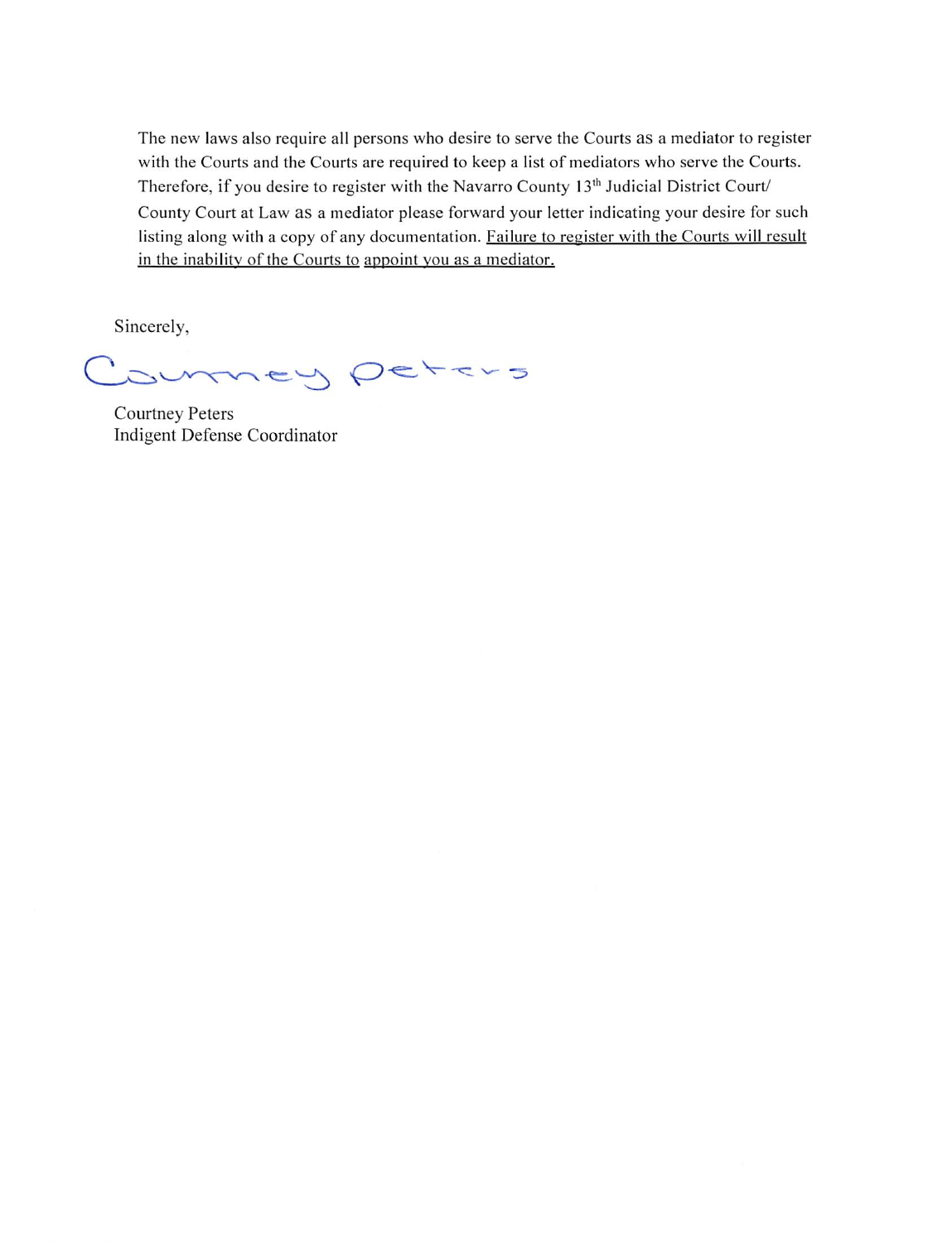The new laws also require all persons who desire to serve the Courts as a mediator to register with the Courts and the Courts are required to keep a list of mediators who serve the Courts. Therefore, if you desire to register with the Navarro County 13th Judicial District Court/ County Court at Law as a mediator please forward your letter indicating your desire for such listing along with a copy of any documentation. <u>Failure to register with the Courts will result in the inability of the Courts to appoint you as a mediator.</u>

Sincerely,

Courtney Peters

Courtney Peters
Indigent Defense Coordinator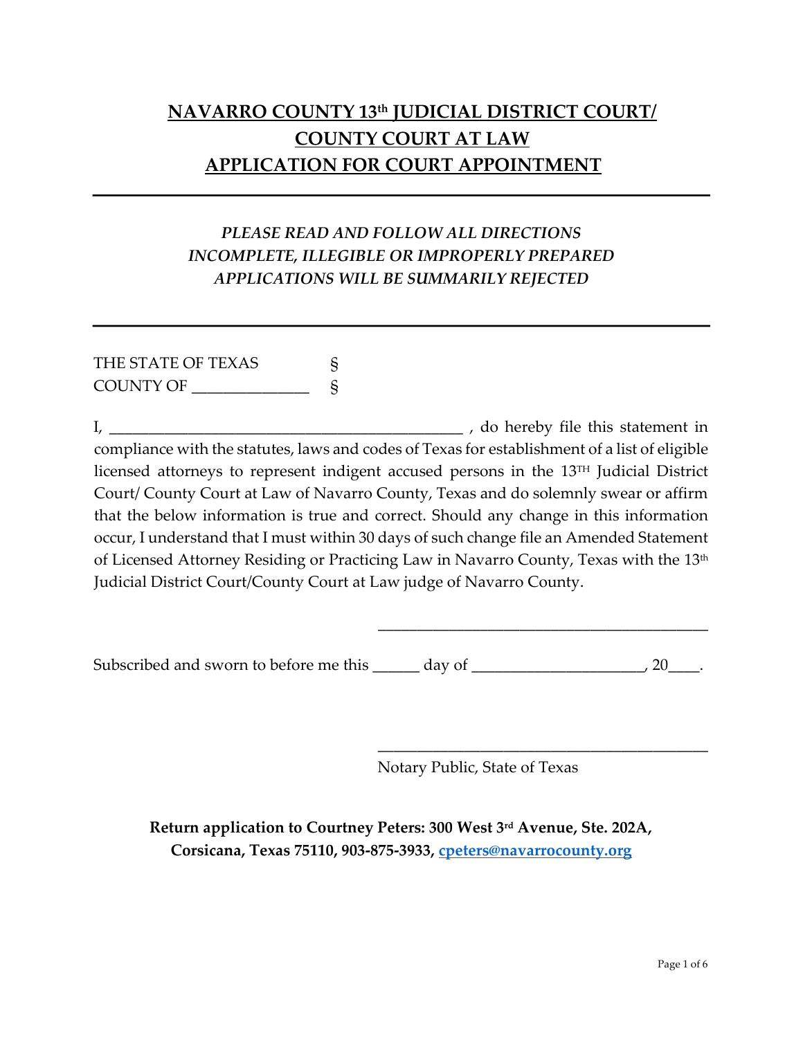# NAVARRO COUNTY 13th JUDICIAL DISTRICT COURT/ COUNTY COURT AT LAW APPLICATION FOR COURT APPOINTMENT

---

*PLEASE READ AND FOLLOW ALL DIRECTIONS*
*INCOMPLETE, ILLEGIBLE OR IMPROPERLY PREPARED APPLICATIONS WILL BE SUMMARILY REJECTED*

---

THE STATE OF TEXAS §
COUNTY OF _______________ §

I, ______________________________________________ , do hereby file this statement in compliance with the statutes, laws and codes of Texas for establishment of a list of eligible licensed attorneys to represent indigent accused persons in the 13TH Judicial District Court/ County Court at Law of Navarro County, Texas and do solemnly swear or affirm that the below information is true and correct. Should any change in this information occur, I understand that I must within 30 days of such change file an Amended Statement of Licensed Attorney Residing or Practicing Law in Navarro County, Texas with the 13th Judicial District Court/County Court at Law judge of Navarro County.

\_\_\_\_\_\_\_\_\_\_\_\_\_\_\_\_\_\_\_\_\_\_\_\_\_\_\_\_\_\_\_\_\_\_\_\_\_\_\_\_\_\_\_\_

Subscribed and sworn to before me this ______ day of _____________________, 20____.

\_\_\_\_\_\_\_\_\_\_\_\_\_\_\_\_\_\_\_\_\_\_\_\_\_\_\_\_\_\_\_\_\_\_\_\_\_\_\_\_\_\_\_\_
Notary Public, State of Texas

**Return application to Courtney Peters: 300 West 3rd Avenue, Ste. 202A, Corsicana, Texas 75110, 903-875-3933, [cpeters@navarrocounty.org](mailto:cpeters@navarrocounty.org)**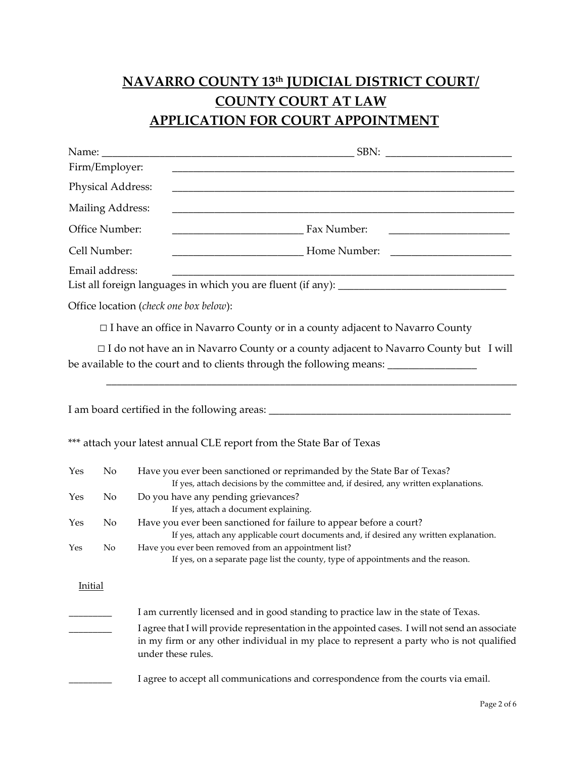# NAVARRO COUNTY 13th JUDICIAL DISTRICT COURT/ COUNTY COURT AT LAW APPLICATION FOR COURT APPOINTMENT

Name: ________________________________________________ SBN: _______________________

Firm/Employer: _______________________________________________________________

Physical Address: _______________________________________________________________

Mailing Address: _______________________________________________________________

Office Number: ________________________ Fax Number: ______________________

Cell Number: ________________________ Home Number: ______________________

Email address: _______________________________________________________________

List all foreign languages in which you are fluent (if any): _______________________________

Office location (*check one box below*):

□ I have an office in Navarro County or in a county adjacent to Navarro County

□ I do not have an in Navarro County or a county adjacent to Navarro County but I will be available to the court and to clients through the following means: ________________

_____________________________________________________________________________

I am board certified in the following areas: ______________________________________________

*** attach your latest annual CLE report from the State Bar of Texas

Yes No Have you ever been sanctioned or reprimanded by the State Bar of Texas?
If yes, attach decisions by the committee and, if desired, any written explanations.

Yes No Do you have any pending grievances?
If yes, attach a document explaining.

Yes No Have you ever been sanctioned for failure to appear before a court?
If yes, attach any applicable court documents and, if desired any written explanation.

Yes No Have you ever been removed from an appointment list?
If yes, on a separate page list the county, type of appointments and the reason.

Initial

_________ I am currently licensed and in good standing to practice law in the state of Texas.

_________ I agree that I will provide representation in the appointed cases. I will not send an associate in my firm or any other individual in my place to represent a party who is not qualified under these rules.

_________ I agree to accept all communications and correspondence from the courts via email.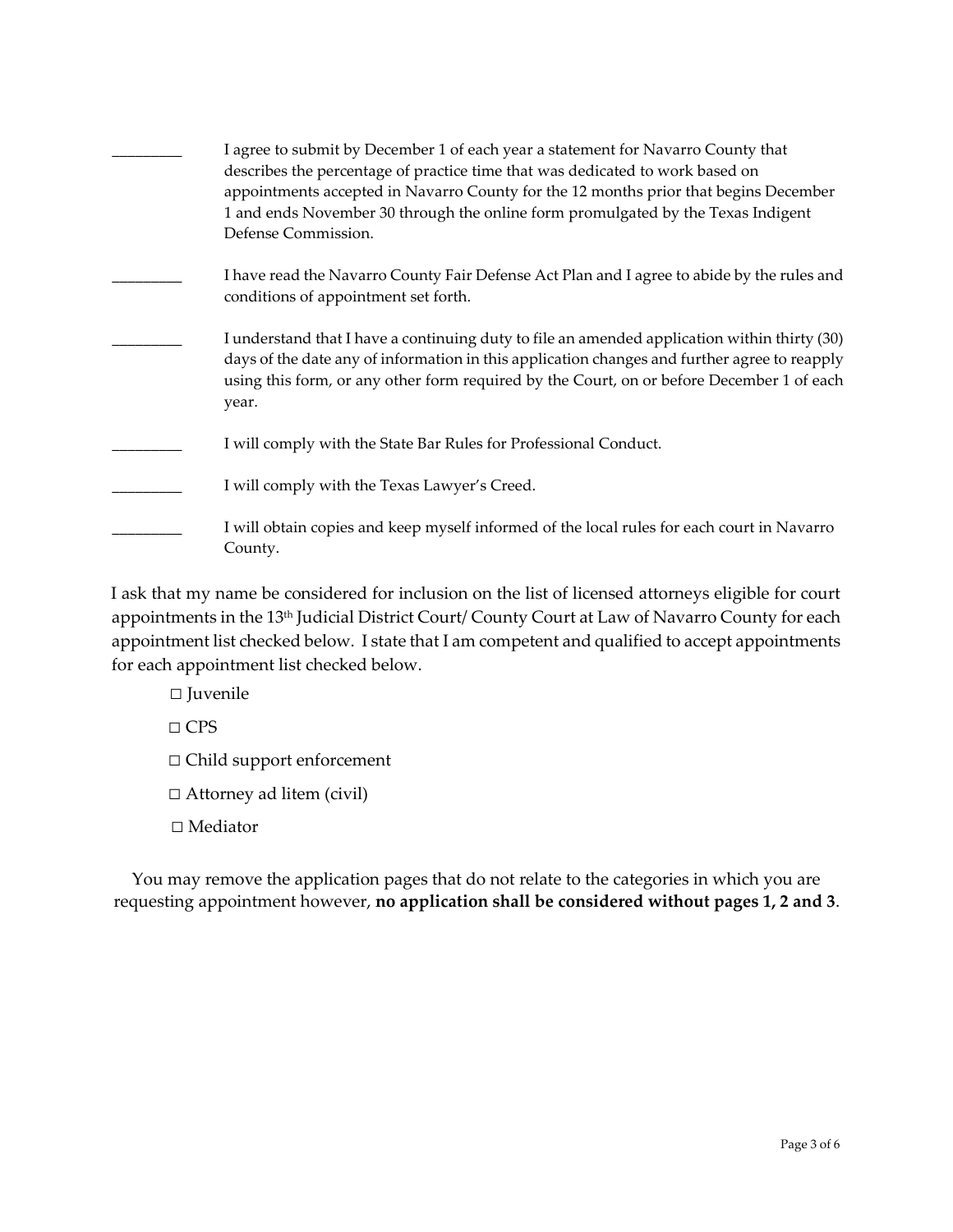_________ I agree to submit by December 1 of each year a statement for Navarro County that describes the percentage of practice time that was dedicated to work based on appointments accepted in Navarro County for the 12 months prior that begins December 1 and ends November 30 through the online form promulgated by the Texas Indigent Defense Commission.

_________ I have read the Navarro County Fair Defense Act Plan and I agree to abide by the rules and conditions of appointment set forth.

_________ I understand that I have a continuing duty to file an amended application within thirty (30) days of the date any of information in this application changes and further agree to reapply using this form, or any other form required by the Court, on or before December 1 of each year.

_________ I will comply with the State Bar Rules for Professional Conduct.

_________ I will comply with the Texas Lawyer's Creed.

_________ I will obtain copies and keep myself informed of the local rules for each court in Navarro County.

I ask that my name be considered for inclusion on the list of licensed attorneys eligible for court appointments in the 13th Judicial District Court/ County Court at Law of Navarro County for each appointment list checked below. I state that I am competent and qualified to accept appointments for each appointment list checked below.

- □ Juvenile
- □ CPS
- □ Child support enforcement
- □ Attorney ad litem (civil)
- □ Mediator

You may remove the application pages that do not relate to the categories in which you are requesting appointment however, **no application shall be considered without pages 1, 2 and 3**.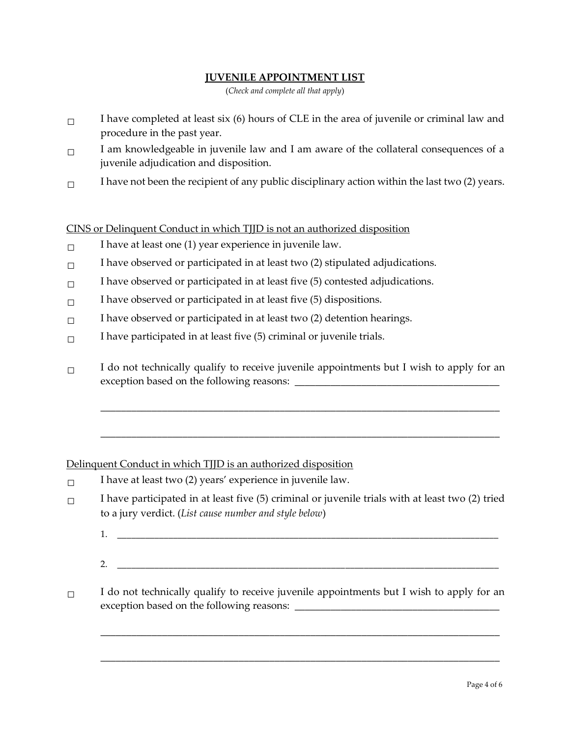## JUVENILE APPOINTMENT LIST

(*Check and complete all that apply*)

☐ I have completed at least six (6) hours of CLE in the area of juvenile or criminal law and procedure in the past year.

☐ I am knowledgeable in juvenile law and I am aware of the collateral consequences of a juvenile adjudication and disposition.

☐ I have not been the recipient of any public disciplinary action within the last two (2) years.

<u>CINS or Delinquent Conduct in which TJJD is not an authorized disposition</u>

☐ I have at least one (1) year experience in juvenile law.

☐ I have observed or participated in at least two (2) stipulated adjudications.

☐ I have observed or participated in at least five (5) contested adjudications.

☐ I have observed or participated in at least five (5) dispositions.

☐ I have observed or participated in at least two (2) detention hearings.

☐ I have participated in at least five (5) criminal or juvenile trials.

☐ I do not technically qualify to receive juvenile appointments but I wish to apply for an exception based on the following reasons: ________________________________________

________________________________________________________________________________

________________________________________________________________________________

<u>Delinquent Conduct in which TJJD is an authorized disposition</u>

☐ I have at least two (2) years' experience in juvenile law.

☐ I have participated in at least five (5) criminal or juvenile trials with at least two (2) tried to a jury verdict. (*List cause number and style below*)

1. ________________________________________________________________________________

2. ________________________________________________________________________________

☐ I do not technically qualify to receive juvenile appointments but I wish to apply for an exception based on the following reasons: ________________________________________

________________________________________________________________________________

________________________________________________________________________________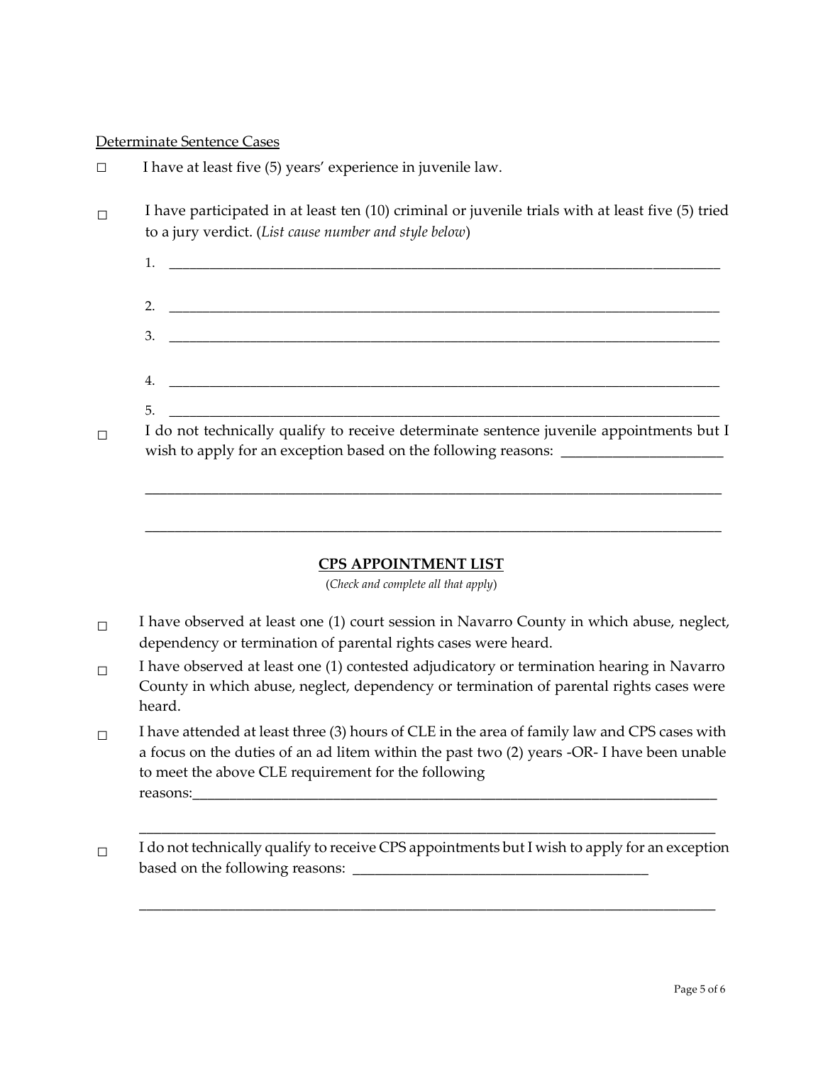Determinate Sentence Cases

☐ I have at least five (5) years' experience in juvenile law.

☐ I have participated in at least ten (10) criminal or juvenile trials with at least five (5) tried to a jury verdict. (*List cause number and style below*)

1. ______________________________________________________________________________

2. ______________________________________________________________________________

3. ______________________________________________________________________________

4. ______________________________________________________________________________

5. ______________________________________________________________________________

☐ I do not technically qualify to receive determinate sentence juvenile appointments but I wish to apply for an exception based on the following reasons: ______________________

______________________________________________________________________________

______________________________________________________________________________

## CPS APPOINTMENT LIST

(*Check and complete all that apply*)

☐ I have observed at least one (1) court session in Navarro County in which abuse, neglect, dependency or termination of parental rights cases were heard.

☐ I have observed at least one (1) contested adjudicatory or termination hearing in Navarro County in which abuse, neglect, dependency or termination of parental rights cases were heard.

☐ I have attended at least three (3) hours of CLE in the area of family law and CPS cases with a focus on the duties of an ad litem within the past two (2) years -OR- I have been unable to meet the above CLE requirement for the following reasons:__________________________________________________________________________

______________________________________________________________________________

☐ I do not technically qualify to receive CPS appointments but I wish to apply for an exception based on the following reasons: _________________________________________

______________________________________________________________________________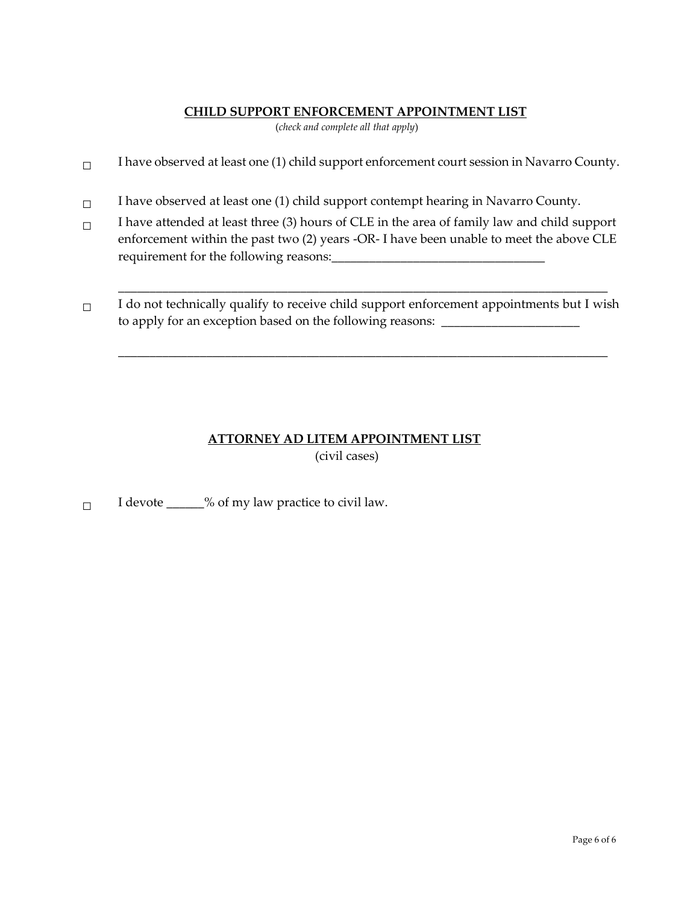**CHILD SUPPORT ENFORCEMENT APPOINTMENT LIST**

(*check and complete all that apply*)

□ I have observed at least one (1) child support enforcement court session in Navarro County.

□ I have observed at least one (1) child support contempt hearing in Navarro County.

□ I have attended at least three (3) hours of CLE in the area of family law and child support enforcement within the past two (2) years -OR- I have been unable to meet the above CLE requirement for the following reasons:_________________________________

_______________________________________________________________________________

□ I do not technically qualify to receive child support enforcement appointments but I wish to apply for an exception based on the following reasons: _____________________

_______________________________________________________________________________

**ATTORNEY AD LITEM APPOINTMENT LIST**

(civil cases)

□ I devote ______% of my law practice to civil law.